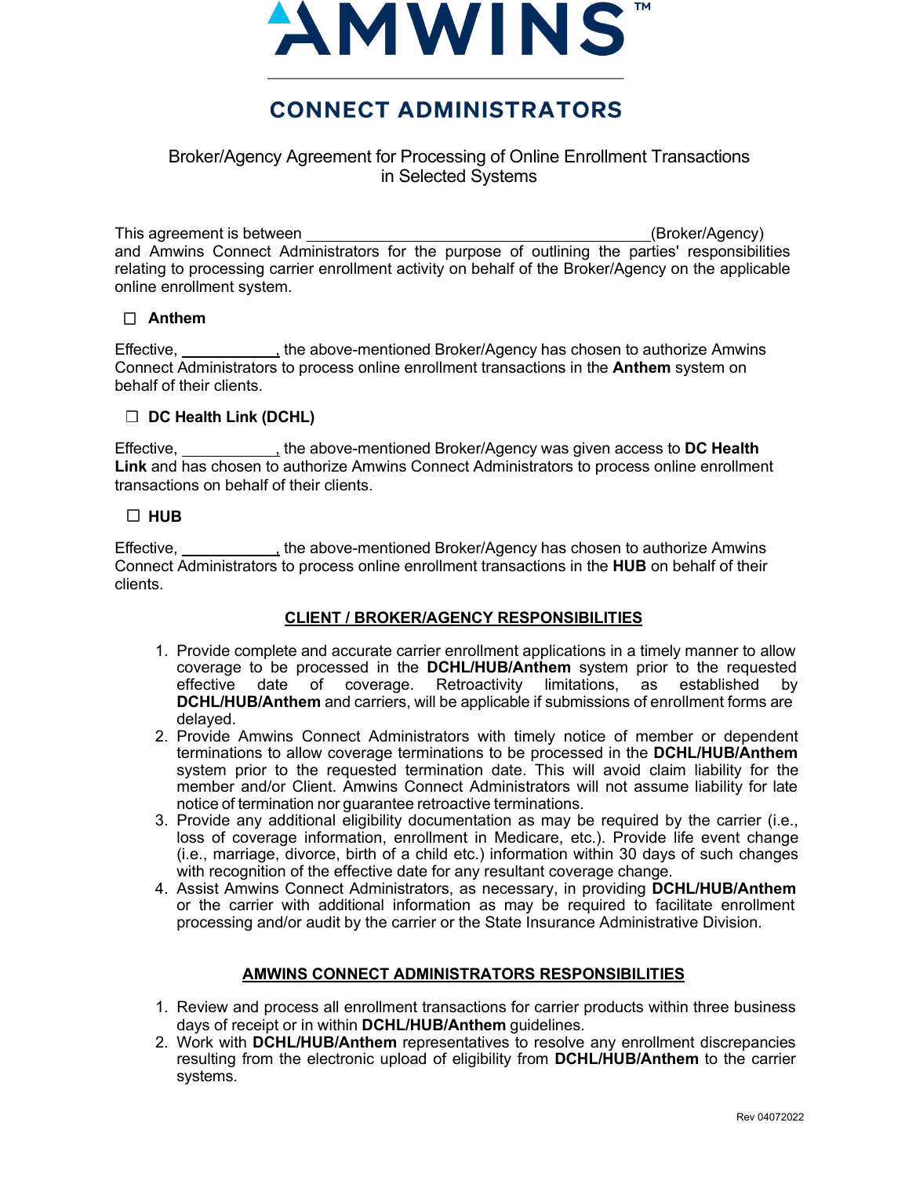# AMWINS™

## CONNECT ADMINISTRATORS

Broker/Agency Agreement for Processing of Online Enrollment Transactions in Selected Systems

This agreement is between ________________________________________(Broker/Agency) and Amwins Connect Administrators for the purpose of outlining the parties' responsibilities relating to processing carrier enrollment activity on behalf of the Broker/Agency on the applicable online enrollment system.

☐ **Anthem**

Effective, ___________, the above-mentioned Broker/Agency has chosen to authorize Amwins Connect Administrators to process online enrollment transactions in the **Anthem** system on behalf of their clients.

☐ **DC Health Link (DCHL)**

Effective, ___________, the above-mentioned Broker/Agency was given access to **DC Health Link** and has chosen to authorize Amwins Connect Administrators to process online enrollment transactions on behalf of their clients.

☐ **HUB**

Effective, ___________, the above-mentioned Broker/Agency has chosen to authorize Amwins Connect Administrators to process online enrollment transactions in the **HUB** on behalf of their clients.

### CLIENT / BROKER/AGENCY RESPONSIBILITIES

1. Provide complete and accurate carrier enrollment applications in a timely manner to allow coverage to be processed in the **DCHL/HUB/Anthem** system prior to the requested effective date of coverage. Retroactivity limitations, as established by **DCHL/HUB/Anthem** and carriers, will be applicable if submissions of enrollment forms are delayed.
2. Provide Amwins Connect Administrators with timely notice of member or dependent terminations to allow coverage terminations to be processed in the **DCHL/HUB/Anthem** system prior to the requested termination date. This will avoid claim liability for the member and/or Client. Amwins Connect Administrators will not assume liability for late notice of termination nor guarantee retroactive terminations.
3. Provide any additional eligibility documentation as may be required by the carrier (i.e., loss of coverage information, enrollment in Medicare, etc.). Provide life event change (i.e., marriage, divorce, birth of a child etc.) information within 30 days of such changes with recognition of the effective date for any resultant coverage change.
4. Assist Amwins Connect Administrators, as necessary, in providing **DCHL/HUB/Anthem** or the carrier with additional information as may be required to facilitate enrollment processing and/or audit by the carrier or the State Insurance Administrative Division.

### AMWINS CONNECT ADMINISTRATORS RESPONSIBILITIES

1. Review and process all enrollment transactions for carrier products within three business days of receipt or in within **DCHL/HUB/Anthem** guidelines.
2. Work with **DCHL/HUB/Anthem** representatives to resolve any enrollment discrepancies resulting from the electronic upload of eligibility from **DCHL/HUB/Anthem** to the carrier systems.

Rev 04072022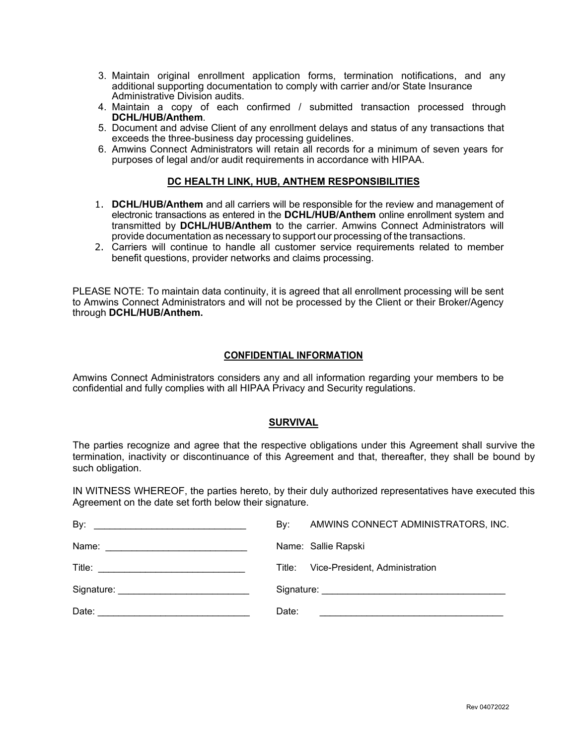3. Maintain original enrollment application forms, termination notifications, and any additional supporting documentation to comply with carrier and/or State Insurance Administrative Division audits.
4. Maintain a copy of each confirmed / submitted transaction processed through **DCHL/HUB/Anthem**.
5. Document and advise Client of any enrollment delays and status of any transactions that exceeds the three-business day processing guidelines.
6. Amwins Connect Administrators will retain all records for a minimum of seven years for purposes of legal and/or audit requirements in accordance with HIPAA.

## DC HEALTH LINK, HUB, ANTHEM RESPONSIBILITIES

1. **DCHL/HUB/Anthem** and all carriers will be responsible for the review and management of electronic transactions as entered in the **DCHL/HUB/Anthem** online enrollment system and transmitted by **DCHL/HUB/Anthem** to the carrier. Amwins Connect Administrators will provide documentation as necessary to support our processing of the transactions.
2. Carriers will continue to handle all customer service requirements related to member benefit questions, provider networks and claims processing.

PLEASE NOTE: To maintain data continuity, it is agreed that all enrollment processing will be sent to Amwins Connect Administrators and will not be processed by the Client or their Broker/Agency through **DCHL/HUB/Anthem.**

## CONFIDENTIAL INFORMATION

Amwins Connect Administrators considers any and all information regarding your members to be confidential and fully complies with all HIPAA Privacy and Security regulations.

## SURVIVAL

The parties recognize and agree that the respective obligations under this Agreement shall survive the termination, inactivity or discontinuance of this Agreement and that, thereafter, they shall be bound by such obligation.

IN WITNESS WHEREOF, the parties hereto, by their duly authorized representatives have executed this Agreement on the date set forth below their signature.

| | |
|---|---|
| By: ____________________________ | By: AMWINS CONNECT ADMINISTRATORS, INC. |
| Name: ____________________________ | Name: Sallie Rapski |
| Title: ____________________________ | Title: Vice-President, Administration |
| Signature: ____________________________ | Signature: ____________________________ |
| Date: ____________________________ | Date: ____________________________ |

Rev 04072022